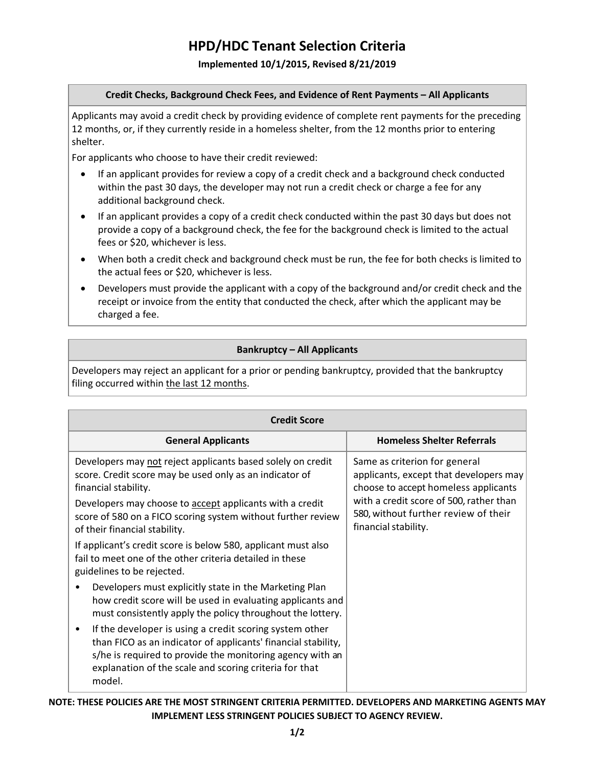# HPD/HDC Tenant Selection Criteria

**Implemented 10/1/2015, Revised 8/21/2019**

### Credit Checks, Background Check Fees, and Evidence of Rent Payments – All Applicants

Applicants may avoid a credit check by providing evidence of complete rent payments for the preceding 12 months, or, if they currently reside in a homeless shelter, from the 12 months prior to entering shelter.

For applicants who choose to have their credit reviewed:

- If an applicant provides for review a copy of a credit check and a background check conducted within the past 30 days, the developer may not run a credit check or charge a fee for any additional background check.
- If an applicant provides a copy of a credit check conducted within the past 30 days but does not provide a copy of a background check, the fee for the background check is limited to the actual fees or $20, whichever is less.
- When both a credit check and background check must be run, the fee for both checks is limited to the actual fees or $20, whichever is less.
- Developers must provide the applicant with a copy of the background and/or credit check and the receipt or invoice from the entity that conducted the check, after which the applicant may be charged a fee.

### Bankruptcy – All Applicants

Developers may reject an applicant for a prior or pending bankruptcy, provided that the bankruptcy filing occurred within the last 12 months.

### Credit Score

| General Applicants | Homeless Shelter Referrals |
| --- | --- |
| Developers may not reject applicants based solely on credit score. Credit score may be used only as an indicator of financial stability.<br><br>Developers may choose to accept applicants with a credit score of 580 on a FICO scoring system without further review of their financial stability.<br><br>If applicant's credit score is below 580, applicant must also fail to meet one of the other criteria detailed in these guidelines to be rejected.<br><br>• Developers must explicitly state in the Marketing Plan how credit score will be used in evaluating applicants and must consistently apply the policy throughout the lottery.<br><br>• If the developer is using a credit scoring system other than FICO as an indicator of applicants' financial stability, s/he is required to provide the monitoring agency with an explanation of the scale and scoring criteria for that model. | Same as criterion for general applicants, except that developers may choose to accept homeless applicants with a credit score of 500, rather than 580, without further review of their financial stability. |

**NOTE: THESE POLICIES ARE THE MOST STRINGENT CRITERIA PERMITTED. DEVELOPERS AND MARKETING AGENTS MAY IMPLEMENT LESS STRINGENT POLICIES SUBJECT TO AGENCY REVIEW.**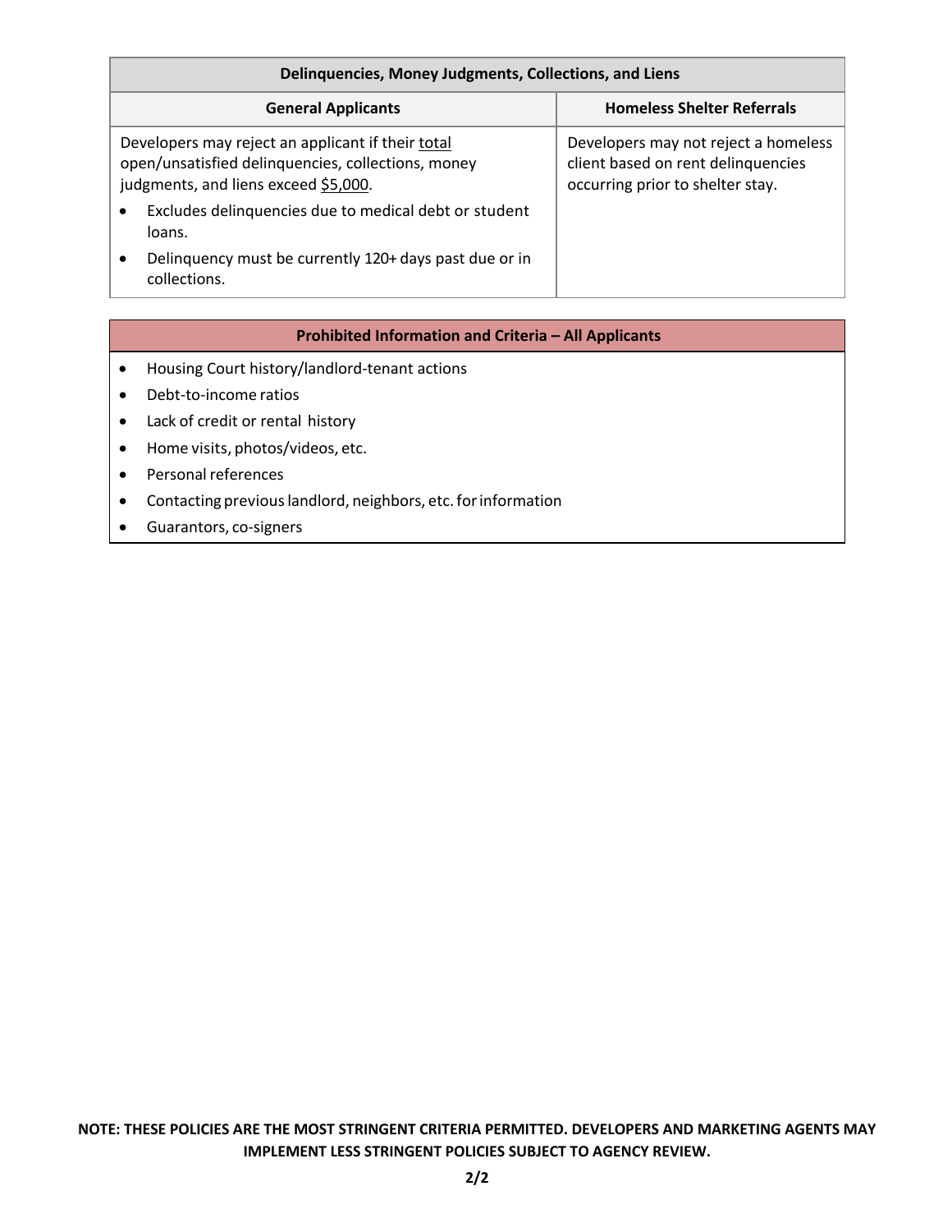| Delinquencies, Money Judgments, Collections, and Liens | |
|---|---|
| **General Applicants** | **Homeless Shelter Referrals** |
| Developers may reject an applicant if their total open/unsatisfied delinquencies, collections, money judgments, and liens exceed $5,000.<br>• Excludes delinquencies due to medical debt or student loans.<br>• Delinquency must be currently 120+ days past due or in collections. | Developers may not reject a homeless client based on rent delinquencies occurring prior to shelter stay. |

**Prohibited Information and Criteria – All Applicants**

- Housing Court history/landlord-tenant actions
- Debt-to-income ratios
- Lack of credit or rental history
- Home visits, photos/videos, etc.
- Personal references
- Contacting previous landlord, neighbors, etc. for information
- Guarantors, co-signers

**NOTE: THESE POLICIES ARE THE MOST STRINGENT CRITERIA PERMITTED. DEVELOPERS AND MARKETING AGENTS MAY IMPLEMENT LESS STRINGENT POLICIES SUBJECT TO AGENCY REVIEW.**